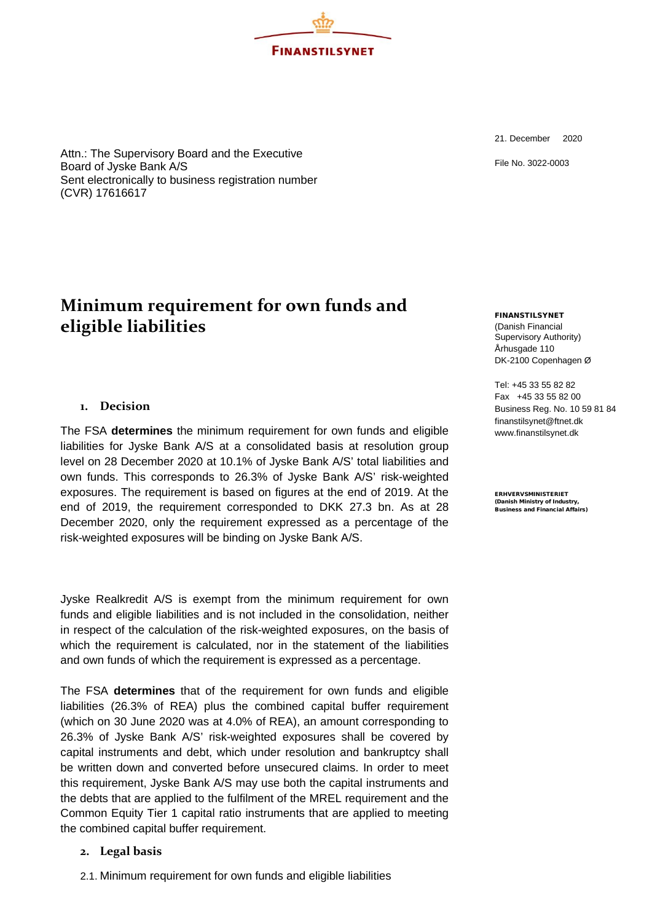**FINANSTILSYNET**

21. December 2020

File No. 3022-0003

Attn.: The Supervisory Board and the Executive Board of Jyske Bank A/S
Sent electronically to business registration number (CVR) 17616617

**FINANSTILSYNET**
(Danish Financial Supervisory Authority)
Århusgade 110
DK-2100 Copenhagen Ø

Tel: +45 33 55 82 82
Fax +45 33 55 82 00
Business Reg. No. 10 59 81 84
finanstilsynet@ftnet.dk
www.finanstilsynet.dk

**ERHVERVSMINISTERIET**
**(Danish Ministry of Industry, Business and Financial Affairs)**

# Minimum requirement for own funds and eligible liabilities

## 1. Decision

The FSA **determines** the minimum requirement for own funds and eligible liabilities for Jyske Bank A/S at a consolidated basis at resolution group level on 28 December 2020 at 10.1% of Jyske Bank A/S' total liabilities and own funds. This corresponds to 26.3% of Jyske Bank A/S' risk-weighted exposures. The requirement is based on figures at the end of 2019. At the end of 2019, the requirement corresponded to DKK 27.3 bn. As at 28 December 2020, only the requirement expressed as a percentage of the risk-weighted exposures will be binding on Jyske Bank A/S.

Jyske Realkredit A/S is exempt from the minimum requirement for own funds and eligible liabilities and is not included in the consolidation, neither in respect of the calculation of the risk-weighted exposures, on the basis of which the requirement is calculated, nor in the statement of the liabilities and own funds of which the requirement is expressed as a percentage.

The FSA **determines** that of the requirement for own funds and eligible liabilities (26.3% of REA) plus the combined capital buffer requirement (which on 30 June 2020 was at 4.0% of REA), an amount corresponding to 26.3% of Jyske Bank A/S' risk-weighted exposures shall be covered by capital instruments and debt, which under resolution and bankruptcy shall be written down and converted before unsecured claims. In order to meet this requirement, Jyske Bank A/S may use both the capital instruments and the debts that are applied to the fulfilment of the MREL requirement and the Common Equity Tier 1 capital ratio instruments that are applied to meeting the combined capital buffer requirement.

## 2. Legal basis

2.1. Minimum requirement for own funds and eligible liabilities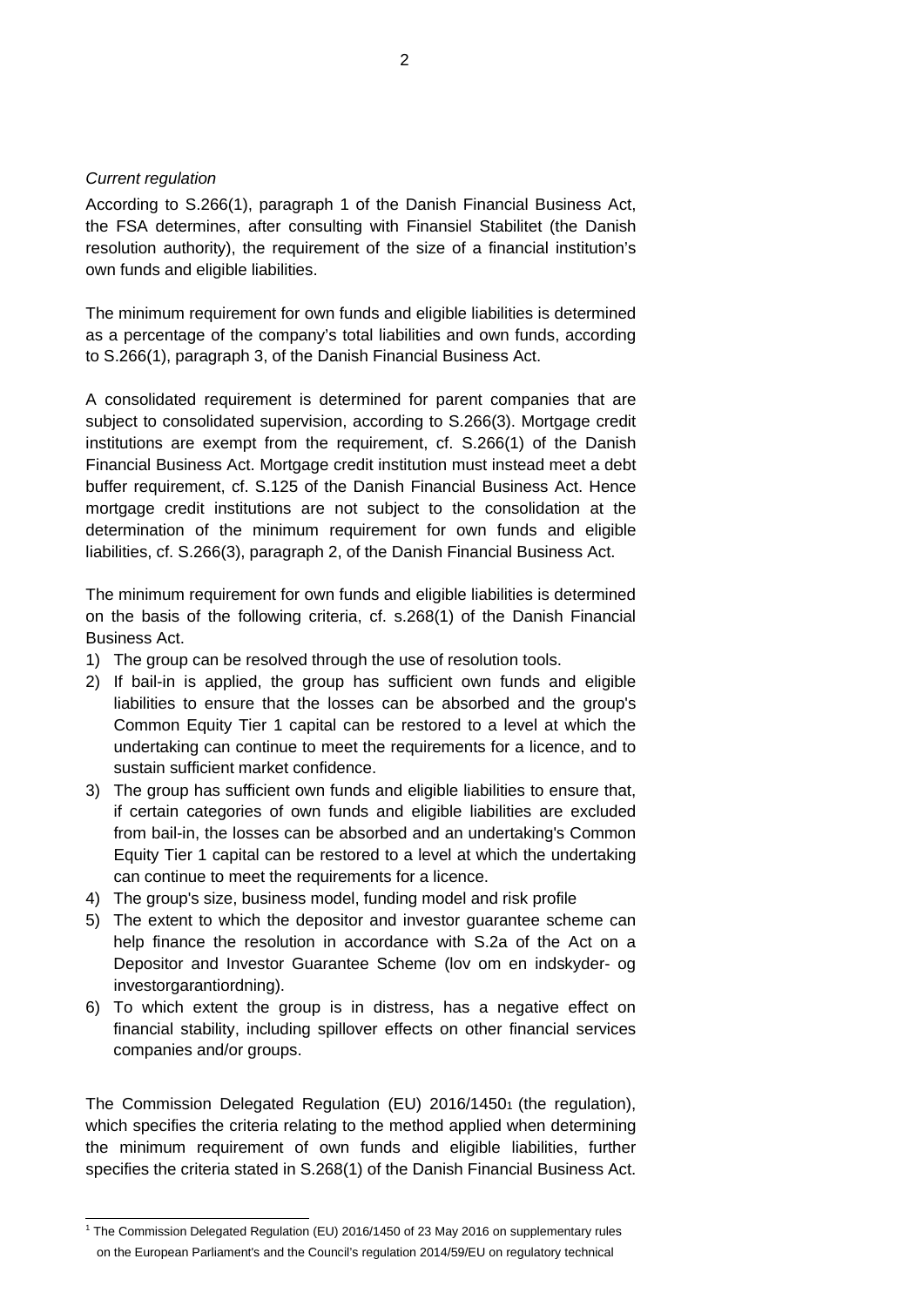*Current regulation*

According to S.266(1), paragraph 1 of the Danish Financial Business Act, the FSA determines, after consulting with Finansiel Stabilitet (the Danish resolution authority), the requirement of the size of a financial institution's own funds and eligible liabilities.

The minimum requirement for own funds and eligible liabilities is determined as a percentage of the company's total liabilities and own funds, according to S.266(1), paragraph 3, of the Danish Financial Business Act.

A consolidated requirement is determined for parent companies that are subject to consolidated supervision, according to S.266(3). Mortgage credit institutions are exempt from the requirement, cf. S.266(1) of the Danish Financial Business Act. Mortgage credit institution must instead meet a debt buffer requirement, cf. S.125 of the Danish Financial Business Act. Hence mortgage credit institutions are not subject to the consolidation at the determination of the minimum requirement for own funds and eligible liabilities, cf. S.266(3), paragraph 2, of the Danish Financial Business Act.

The minimum requirement for own funds and eligible liabilities is determined on the basis of the following criteria, cf. s.268(1) of the Danish Financial Business Act.

1) The group can be resolved through the use of resolution tools.
2) If bail-in is applied, the group has sufficient own funds and eligible liabilities to ensure that the losses can be absorbed and the group's Common Equity Tier 1 capital can be restored to a level at which the undertaking can continue to meet the requirements for a licence, and to sustain sufficient market confidence.
3) The group has sufficient own funds and eligible liabilities to ensure that, if certain categories of own funds and eligible liabilities are excluded from bail-in, the losses can be absorbed and an undertaking's Common Equity Tier 1 capital can be restored to a level at which the undertaking can continue to meet the requirements for a licence.
4) The group's size, business model, funding model and risk profile
5) The extent to which the depositor and investor guarantee scheme can help finance the resolution in accordance with S.2a of the Act on a Depositor and Investor Guarantee Scheme (lov om en indskyder- og investorgarantiordning).
6) To which extent the group is in distress, has a negative effect on financial stability, including spillover effects on other financial services companies and/or groups.

The Commission Delegated Regulation (EU) 2016/1450[1] (the regulation), which specifies the criteria relating to the method applied when determining the minimum requirement of own funds and eligible liabilities, further specifies the criteria stated in S.268(1) of the Danish Financial Business Act.

---

[1] The Commission Delegated Regulation (EU) 2016/1450 of 23 May 2016 on supplementary rules on the European Parliament's and the Council's regulation 2014/59/EU on regulatory technical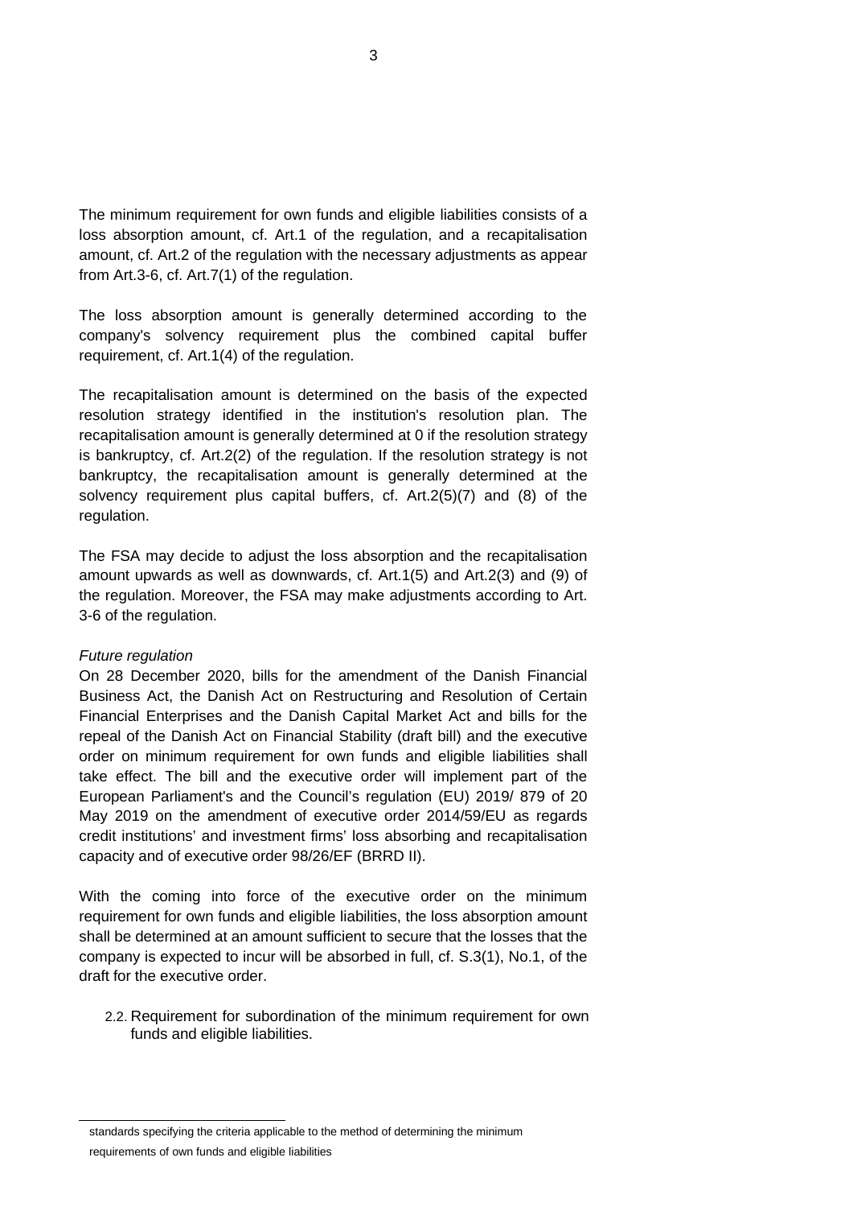The minimum requirement for own funds and eligible liabilities consists of a loss absorption amount, cf. Art.1 of the regulation, and a recapitalisation amount, cf. Art.2 of the regulation with the necessary adjustments as appear from Art.3-6, cf. Art.7(1) of the regulation.

The loss absorption amount is generally determined according to the company's solvency requirement plus the combined capital buffer requirement, cf. Art.1(4) of the regulation.

The recapitalisation amount is determined on the basis of the expected resolution strategy identified in the institution's resolution plan. The recapitalisation amount is generally determined at 0 if the resolution strategy is bankruptcy, cf. Art.2(2) of the regulation. If the resolution strategy is not bankruptcy, the recapitalisation amount is generally determined at the solvency requirement plus capital buffers, cf. Art.2(5)(7) and (8) of the regulation.

The FSA may decide to adjust the loss absorption and the recapitalisation amount upwards as well as downwards, cf. Art.1(5) and Art.2(3) and (9) of the regulation. Moreover, the FSA may make adjustments according to Art. 3-6 of the regulation.

*Future regulation*

On 28 December 2020, bills for the amendment of the Danish Financial Business Act, the Danish Act on Restructuring and Resolution of Certain Financial Enterprises and the Danish Capital Market Act and bills for the repeal of the Danish Act on Financial Stability (draft bill) and the executive order on minimum requirement for own funds and eligible liabilities shall take effect. The bill and the executive order will implement part of the European Parliament's and the Council's regulation (EU) 2019/ 879 of 20 May 2019 on the amendment of executive order 2014/59/EU as regards credit institutions' and investment firms' loss absorbing and recapitalisation capacity and of executive order 98/26/EF (BRRD II).

With the coming into force of the executive order on the minimum requirement for own funds and eligible liabilities, the loss absorption amount shall be determined at an amount sufficient to secure that the losses that the company is expected to incur will be absorbed in full, cf. S.3(1), No.1, of the draft for the executive order.

2.2. Requirement for subordination of the minimum requirement for own funds and eligible liabilities.

---

standards specifying the criteria applicable to the method of determining the minimum requirements of own funds and eligible liabilities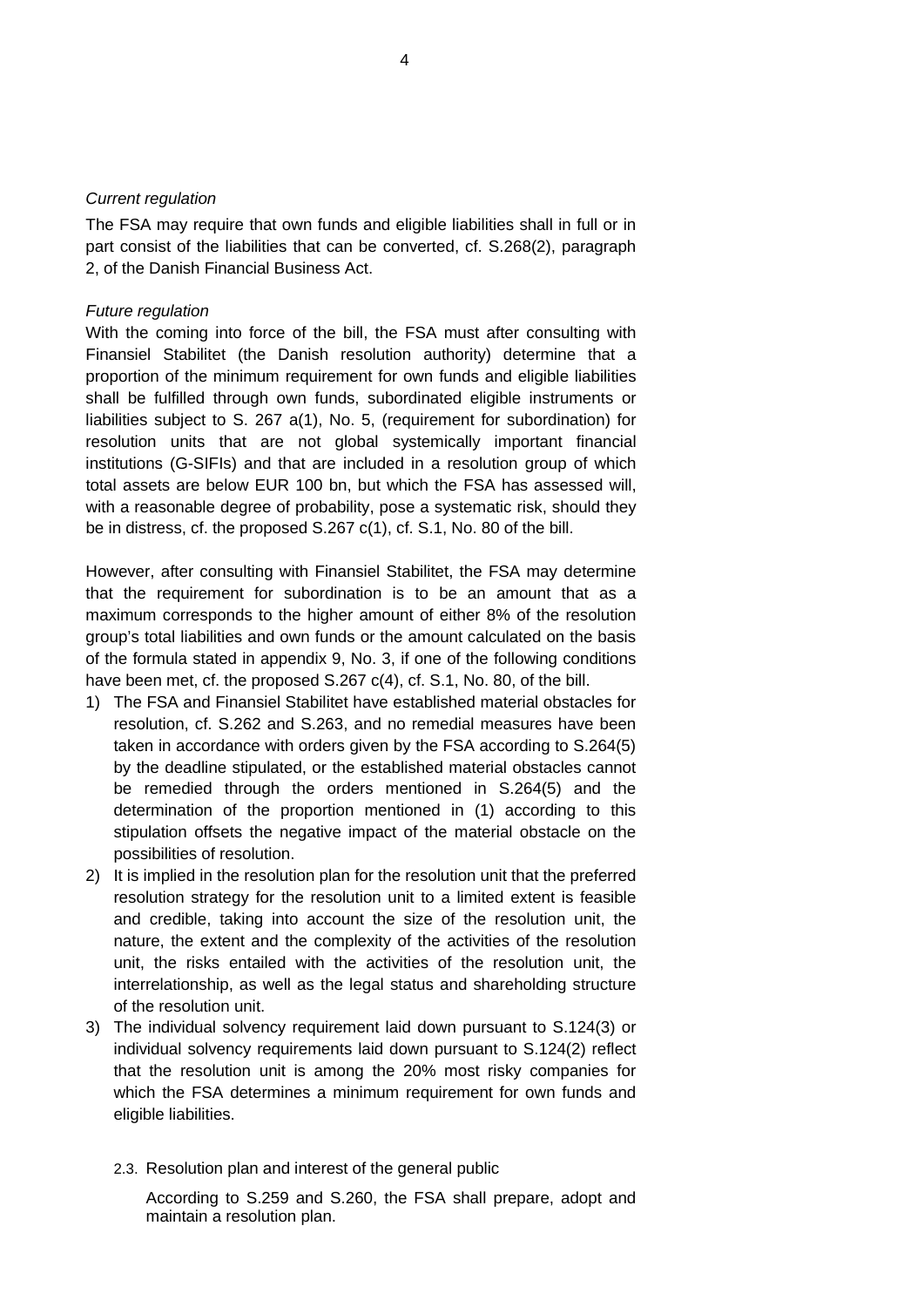*Current regulation*

The FSA may require that own funds and eligible liabilities shall in full or in part consist of the liabilities that can be converted, cf. S.268(2), paragraph 2, of the Danish Financial Business Act.

*Future regulation*

With the coming into force of the bill, the FSA must after consulting with Finansiel Stabilitet (the Danish resolution authority) determine that a proportion of the minimum requirement for own funds and eligible liabilities shall be fulfilled through own funds, subordinated eligible instruments or liabilities subject to S. 267 a(1), No. 5, (requirement for subordination) for resolution units that are not global systemically important financial institutions (G-SIFIs) and that are included in a resolution group of which total assets are below EUR 100 bn, but which the FSA has assessed will, with a reasonable degree of probability, pose a systematic risk, should they be in distress, cf. the proposed S.267 c(1), cf. S.1, No. 80 of the bill.

However, after consulting with Finansiel Stabilitet, the FSA may determine that the requirement for subordination is to be an amount that as a maximum corresponds to the higher amount of either 8% of the resolution group's total liabilities and own funds or the amount calculated on the basis of the formula stated in appendix 9, No. 3, if one of the following conditions have been met, cf. the proposed S.267 c(4), cf. S.1, No. 80, of the bill.

1) The FSA and Finansiel Stabilitet have established material obstacles for resolution, cf. S.262 and S.263, and no remedial measures have been taken in accordance with orders given by the FSA according to S.264(5) by the deadline stipulated, or the established material obstacles cannot be remedied through the orders mentioned in S.264(5) and the determination of the proportion mentioned in (1) according to this stipulation offsets the negative impact of the material obstacle on the possibilities of resolution.
2) It is implied in the resolution plan for the resolution unit that the preferred resolution strategy for the resolution unit to a limited extent is feasible and credible, taking into account the size of the resolution unit, the nature, the extent and the complexity of the activities of the resolution unit, the risks entailed with the activities of the resolution unit, the interrelationship, as well as the legal status and shareholding structure of the resolution unit.
3) The individual solvency requirement laid down pursuant to S.124(3) or individual solvency requirements laid down pursuant to S.124(2) reflect that the resolution unit is among the 20% most risky companies for which the FSA determines a minimum requirement for own funds and eligible liabilities.

### 2.3. Resolution plan and interest of the general public

According to S.259 and S.260, the FSA shall prepare, adopt and maintain a resolution plan.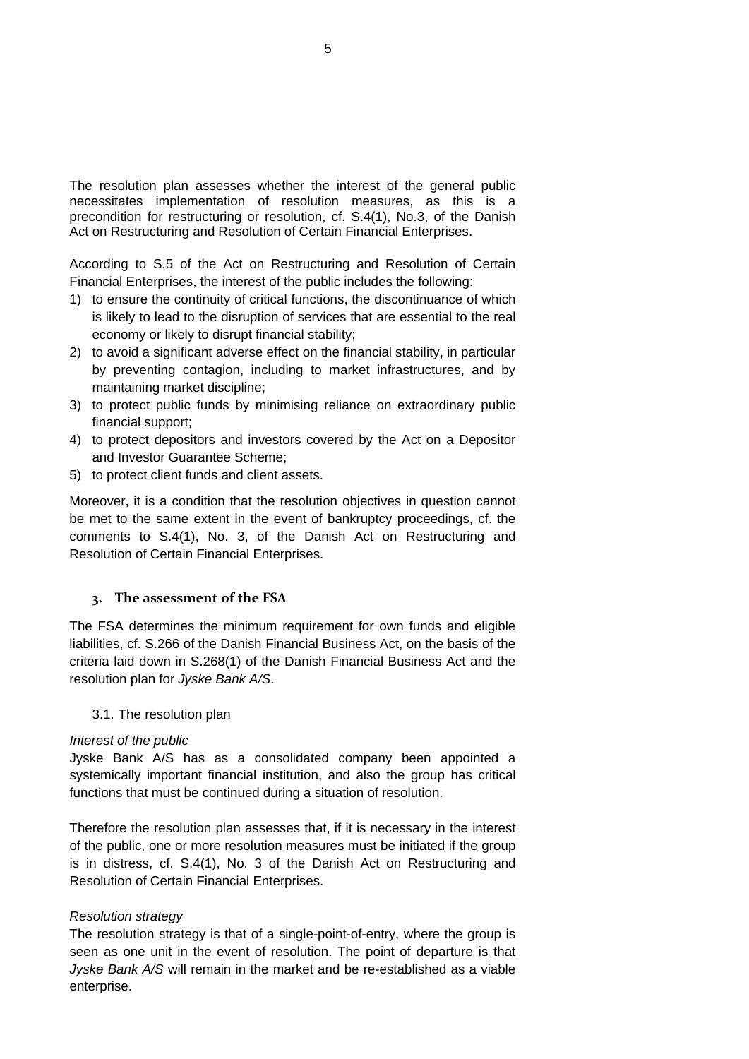The resolution plan assesses whether the interest of the general public necessitates implementation of resolution measures, as this is a precondition for restructuring or resolution, cf. S.4(1), No.3, of the Danish Act on Restructuring and Resolution of Certain Financial Enterprises.

According to S.5 of the Act on Restructuring and Resolution of Certain Financial Enterprises, the interest of the public includes the following:

1) to ensure the continuity of critical functions, the discontinuance of which is likely to lead to the disruption of services that are essential to the real economy or likely to disrupt financial stability;
2) to avoid a significant adverse effect on the financial stability, in particular by preventing contagion, including to market infrastructures, and by maintaining market discipline;
3) to protect public funds by minimising reliance on extraordinary public financial support;
4) to protect depositors and investors covered by the Act on a Depositor and Investor Guarantee Scheme;
5) to protect client funds and client assets.

Moreover, it is a condition that the resolution objectives in question cannot be met to the same extent in the event of bankruptcy proceedings, cf. the comments to S.4(1), No. 3, of the Danish Act on Restructuring and Resolution of Certain Financial Enterprises.

## 3. The assessment of the FSA

The FSA determines the minimum requirement for own funds and eligible liabilities, cf. S.266 of the Danish Financial Business Act, on the basis of the criteria laid down in S.268(1) of the Danish Financial Business Act and the resolution plan for *Jyske Bank A/S*.

### 3.1. The resolution plan

*Interest of the public*

Jyske Bank A/S has as a consolidated company been appointed a systemically important financial institution, and also the group has critical functions that must be continued during a situation of resolution.

Therefore the resolution plan assesses that, if it is necessary in the interest of the public, one or more resolution measures must be initiated if the group is in distress, cf. S.4(1), No. 3 of the Danish Act on Restructuring and Resolution of Certain Financial Enterprises.

*Resolution strategy*

The resolution strategy is that of a single-point-of-entry, where the group is seen as one unit in the event of resolution. The point of departure is that *Jyske Bank A/S* will remain in the market and be re-established as a viable enterprise.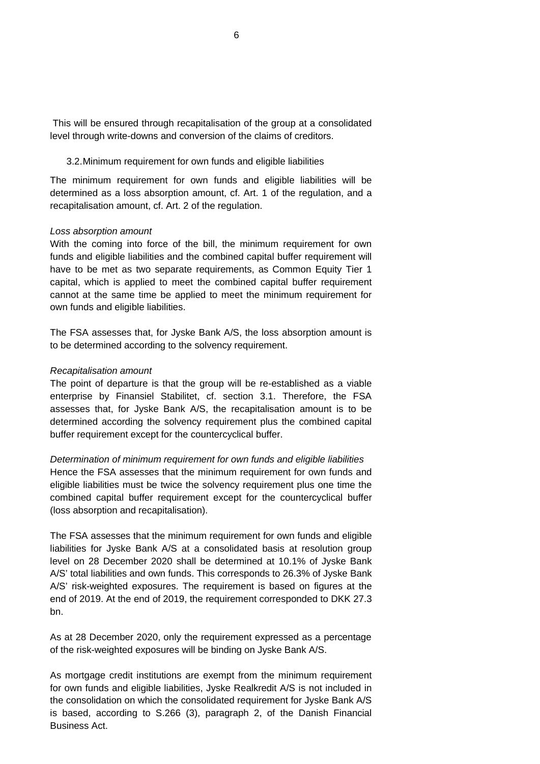This will be ensured through recapitalisation of the group at a consolidated level through write-downs and conversion of the claims of creditors.

### 3.2. Minimum requirement for own funds and eligible liabilities

The minimum requirement for own funds and eligible liabilities will be determined as a loss absorption amount, cf. Art. 1 of the regulation, and a recapitalisation amount, cf. Art. 2 of the regulation.

*Loss absorption amount*
With the coming into force of the bill, the minimum requirement for own funds and eligible liabilities and the combined capital buffer requirement will have to be met as two separate requirements, as Common Equity Tier 1 capital, which is applied to meet the combined capital buffer requirement cannot at the same time be applied to meet the minimum requirement for own funds and eligible liabilities.

The FSA assesses that, for Jyske Bank A/S, the loss absorption amount is to be determined according to the solvency requirement.

*Recapitalisation amount*
The point of departure is that the group will be re-established as a viable enterprise by Finansiel Stabilitet, cf. section 3.1. Therefore, the FSA assesses that, for Jyske Bank A/S, the recapitalisation amount is to be determined according the solvency requirement plus the combined capital buffer requirement except for the countercyclical buffer.

*Determination of minimum requirement for own funds and eligible liabilities*
Hence the FSA assesses that the minimum requirement for own funds and eligible liabilities must be twice the solvency requirement plus one time the combined capital buffer requirement except for the countercyclical buffer (loss absorption and recapitalisation).

The FSA assesses that the minimum requirement for own funds and eligible liabilities for Jyske Bank A/S at a consolidated basis at resolution group level on 28 December 2020 shall be determined at 10.1% of Jyske Bank A/S' total liabilities and own funds. This corresponds to 26.3% of Jyske Bank A/S' risk-weighted exposures. The requirement is based on figures at the end of 2019. At the end of 2019, the requirement corresponded to DKK 27.3 bn.

As at 28 December 2020, only the requirement expressed as a percentage of the risk-weighted exposures will be binding on Jyske Bank A/S.

As mortgage credit institutions are exempt from the minimum requirement for own funds and eligible liabilities, Jyske Realkredit A/S is not included in the consolidation on which the consolidated requirement for Jyske Bank A/S is based, according to S.266 (3), paragraph 2, of the Danish Financial Business Act.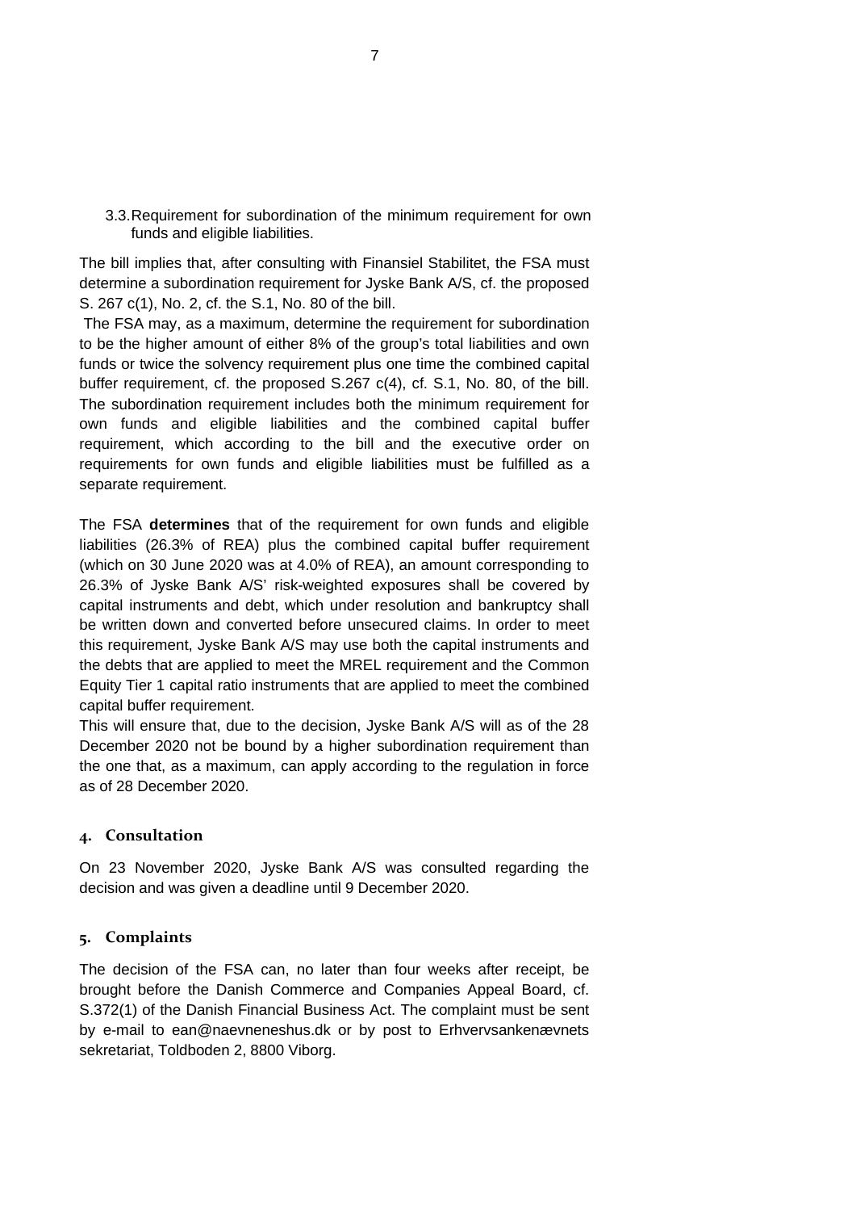### 3.3. Requirement for subordination of the minimum requirement for own funds and eligible liabilities.

The bill implies that, after consulting with Finansiel Stabilitet, the FSA must determine a subordination requirement for Jyske Bank A/S, cf. the proposed S. 267 c(1), No. 2, cf. the S.1, No. 80 of the bill.

The FSA may, as a maximum, determine the requirement for subordination to be the higher amount of either 8% of the group's total liabilities and own funds or twice the solvency requirement plus one time the combined capital buffer requirement, cf. the proposed S.267 c(4), cf. S.1, No. 80, of the bill. The subordination requirement includes both the minimum requirement for own funds and eligible liabilities and the combined capital buffer requirement, which according to the bill and the executive order on requirements for own funds and eligible liabilities must be fulfilled as a separate requirement.

The FSA **determines** that of the requirement for own funds and eligible liabilities (26.3% of REA) plus the combined capital buffer requirement (which on 30 June 2020 was at 4.0% of REA), an amount corresponding to 26.3% of Jyske Bank A/S' risk-weighted exposures shall be covered by capital instruments and debt, which under resolution and bankruptcy shall be written down and converted before unsecured claims. In order to meet this requirement, Jyske Bank A/S may use both the capital instruments and the debts that are applied to meet the MREL requirement and the Common Equity Tier 1 capital ratio instruments that are applied to meet the combined capital buffer requirement.

This will ensure that, due to the decision, Jyske Bank A/S will as of the 28 December 2020 not be bound by a higher subordination requirement than the one that, as a maximum, can apply according to the regulation in force as of 28 December 2020.

## 4. Consultation

On 23 November 2020, Jyske Bank A/S was consulted regarding the decision and was given a deadline until 9 December 2020.

## 5. Complaints

The decision of the FSA can, no later than four weeks after receipt, be brought before the Danish Commerce and Companies Appeal Board, cf. S.372(1) of the Danish Financial Business Act. The complaint must be sent by e-mail to ean@naevneneshus.dk or by post to Erhvervsankenævnets sekretariat, Toldboden 2, 8800 Viborg.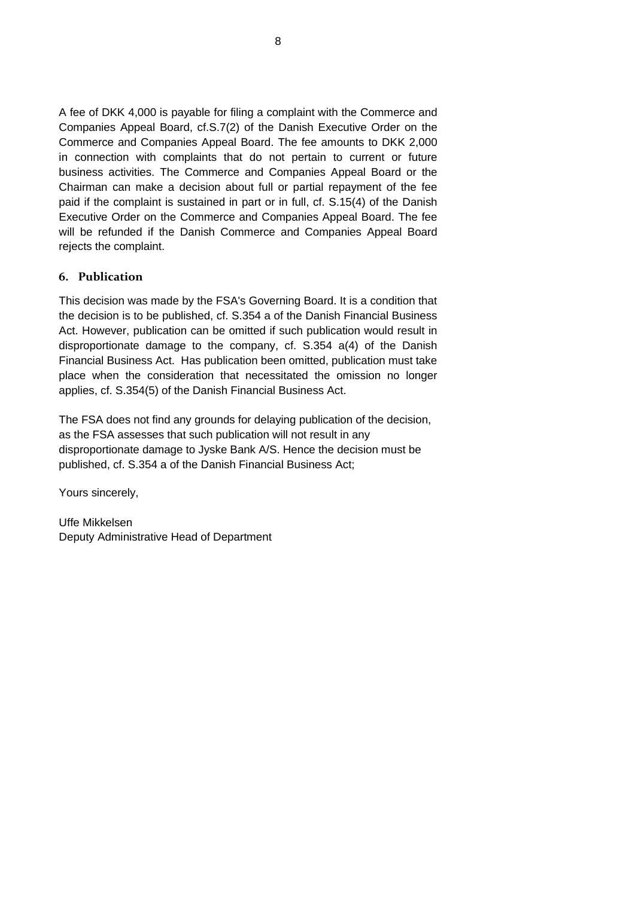A fee of DKK 4,000 is payable for filing a complaint with the Commerce and Companies Appeal Board, cf.S.7(2) of the Danish Executive Order on the Commerce and Companies Appeal Board. The fee amounts to DKK 2,000 in connection with complaints that do not pertain to current or future business activities. The Commerce and Companies Appeal Board or the Chairman can make a decision about full or partial repayment of the fee paid if the complaint is sustained in part or in full, cf. S.15(4) of the Danish Executive Order on the Commerce and Companies Appeal Board. The fee will be refunded if the Danish Commerce and Companies Appeal Board rejects the complaint.

## 6. Publication

This decision was made by the FSA's Governing Board. It is a condition that the decision is to be published, cf. S.354 a of the Danish Financial Business Act. However, publication can be omitted if such publication would result in disproportionate damage to the company, cf. S.354 a(4) of the Danish Financial Business Act. Has publication been omitted, publication must take place when the consideration that necessitated the omission no longer applies, cf. S.354(5) of the Danish Financial Business Act.

The FSA does not find any grounds for delaying publication of the decision, as the FSA assesses that such publication will not result in any disproportionate damage to Jyske Bank A/S. Hence the decision must be published, cf. S.354 a of the Danish Financial Business Act;

Yours sincerely,

Uffe Mikkelsen
Deputy Administrative Head of Department